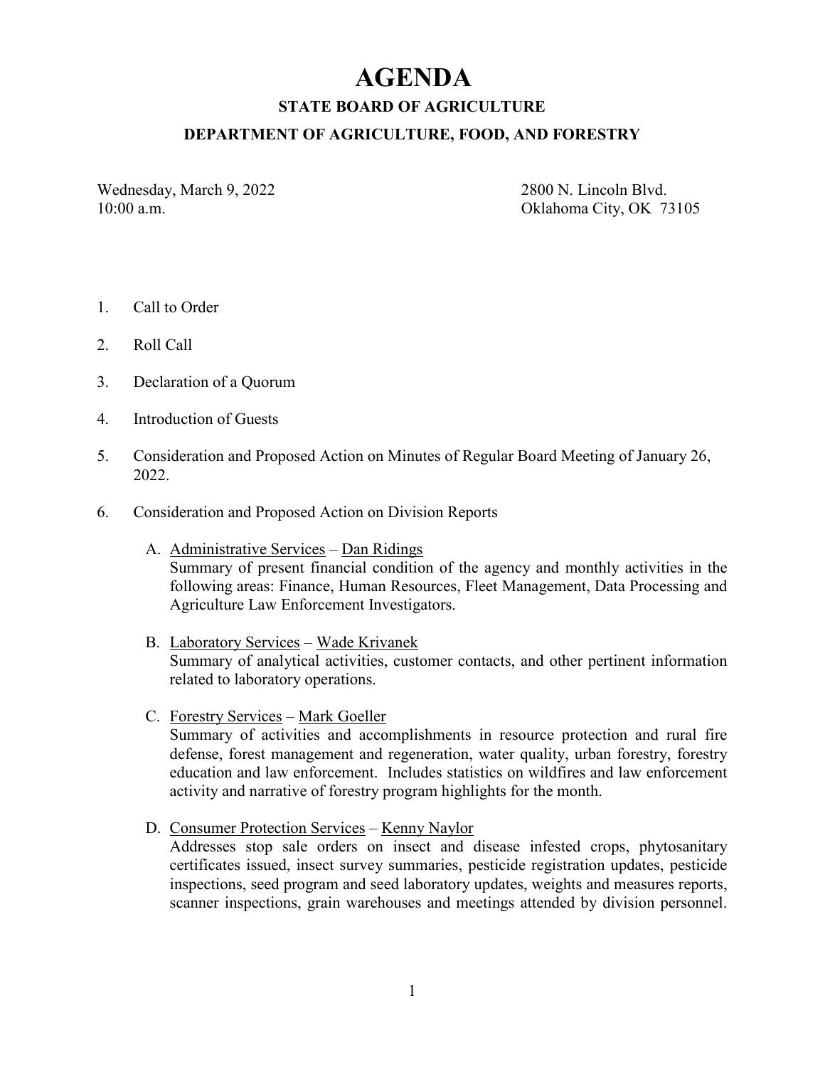# AGENDA

## STATE BOARD OF AGRICULTURE

## DEPARTMENT OF AGRICULTURE, FOOD, AND FORESTRY

Wednesday, March 9, 2022
10:00 a.m.

2800 N. Lincoln Blvd.
Oklahoma City, OK 73105

1. Call to Order

2. Roll Call

3. Declaration of a Quorum

4. Introduction of Guests

5. Consideration and Proposed Action on Minutes of Regular Board Meeting of January 26, 2022.

6. Consideration and Proposed Action on Division Reports

   A. <u>Administrative Services</u> – <u>Dan Ridings</u>
   Summary of present financial condition of the agency and monthly activities in the following areas: Finance, Human Resources, Fleet Management, Data Processing and Agriculture Law Enforcement Investigators.

   B. <u>Laboratory Services</u> – <u>Wade Krivanek</u>
   Summary of analytical activities, customer contacts, and other pertinent information related to laboratory operations.

   C. <u>Forestry Services</u> – <u>Mark Goeller</u>
   Summary of activities and accomplishments in resource protection and rural fire defense, forest management and regeneration, water quality, urban forestry, forestry education and law enforcement. Includes statistics on wildfires and law enforcement activity and narrative of forestry program highlights for the month.

   D. <u>Consumer Protection Services</u> – <u>Kenny Naylor</u>
   Addresses stop sale orders on insect and disease infested crops, phytosanitary certificates issued, insect survey summaries, pesticide registration updates, pesticide inspections, seed program and seed laboratory updates, weights and measures reports, scanner inspections, grain warehouses and meetings attended by division personnel.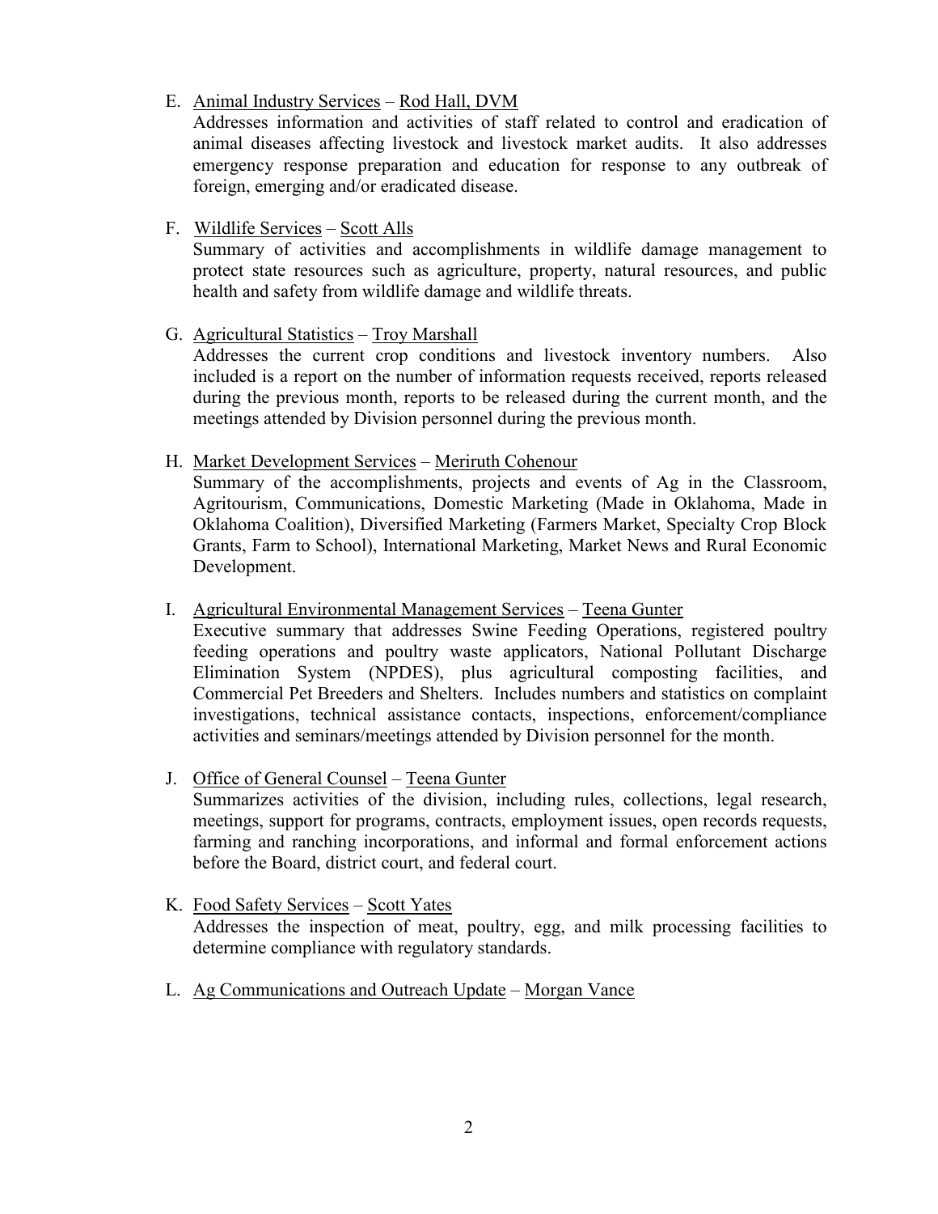E. Animal Industry Services – Rod Hall, DVM

   Addresses information and activities of staff related to control and eradication of animal diseases affecting livestock and livestock market audits. It also addresses emergency response preparation and education for response to any outbreak of foreign, emerging and/or eradicated disease.

F. Wildlife Services – Scott Alls

   Summary of activities and accomplishments in wildlife damage management to protect state resources such as agriculture, property, natural resources, and public health and safety from wildlife damage and wildlife threats.

G. Agricultural Statistics – Troy Marshall

   Addresses the current crop conditions and livestock inventory numbers. Also included is a report on the number of information requests received, reports released during the previous month, reports to be released during the current month, and the meetings attended by Division personnel during the previous month.

H. Market Development Services – Meriruth Cohenour

   Summary of the accomplishments, projects and events of Ag in the Classroom, Agritourism, Communications, Domestic Marketing (Made in Oklahoma, Made in Oklahoma Coalition), Diversified Marketing (Farmers Market, Specialty Crop Block Grants, Farm to School), International Marketing, Market News and Rural Economic Development.

I. Agricultural Environmental Management Services – Teena Gunter

   Executive summary that addresses Swine Feeding Operations, registered poultry feeding operations and poultry waste applicators, National Pollutant Discharge Elimination System (NPDES), plus agricultural composting facilities, and Commercial Pet Breeders and Shelters. Includes numbers and statistics on complaint investigations, technical assistance contacts, inspections, enforcement/compliance activities and seminars/meetings attended by Division personnel for the month.

J. Office of General Counsel – Teena Gunter

   Summarizes activities of the division, including rules, collections, legal research, meetings, support for programs, contracts, employment issues, open records requests, farming and ranching incorporations, and informal and formal enforcement actions before the Board, district court, and federal court.

K. Food Safety Services – Scott Yates

   Addresses the inspection of meat, poultry, egg, and milk processing facilities to determine compliance with regulatory standards.

L. Ag Communications and Outreach Update – Morgan Vance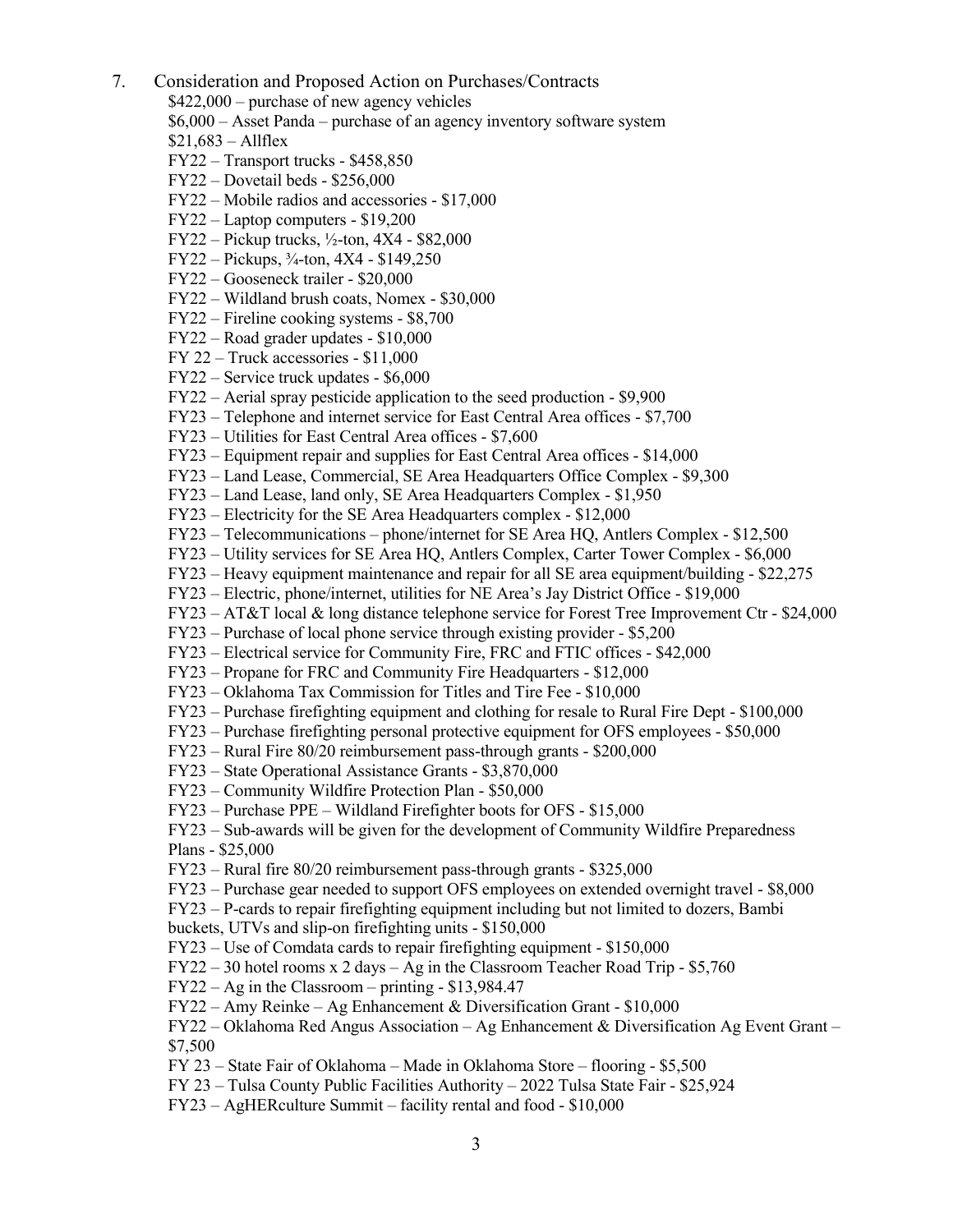7. Consideration and Proposed Action on Purchases/Contracts

   $422,000 – purchase of new agency vehicles
   $6,000 – Asset Panda – purchase of an agency inventory software system
   $21,683 – Allflex
   FY22 – Transport trucks - $458,850
   FY22 – Dovetail beds - $256,000
   FY22 – Mobile radios and accessories - $17,000
   FY22 – Laptop computers - $19,200
   FY22 – Pickup trucks, ½-ton, 4X4 - $82,000
   FY22 – Pickups, ¾-ton, 4X4 - $149,250
   FY22 – Gooseneck trailer - $20,000
   FY22 – Wildland brush coats, Nomex - $30,000
   FY22 – Fireline cooking systems - $8,700
   FY22 – Road grader updates - $10,000
   FY 22 – Truck accessories - $11,000
   FY22 – Service truck updates - $6,000
   FY22 – Aerial spray pesticide application to the seed production - $9,900
   FY23 – Telephone and internet service for East Central Area offices - $7,700
   FY23 – Utilities for East Central Area offices - $7,600
   FY23 – Equipment repair and supplies for East Central Area offices - $14,000
   FY23 – Land Lease, Commercial, SE Area Headquarters Office Complex - $9,300
   FY23 – Land Lease, land only, SE Area Headquarters Complex - $1,950
   FY23 – Electricity for the SE Area Headquarters complex - $12,000
   FY23 – Telecommunications – phone/internet for SE Area HQ, Antlers Complex - $12,500
   FY23 – Utility services for SE Area HQ, Antlers Complex, Carter Tower Complex - $6,000
   FY23 – Heavy equipment maintenance and repair for all SE area equipment/building - $22,275
   FY23 – Electric, phone/internet, utilities for NE Area's Jay District Office - $19,000
   FY23 – AT&T local & long distance telephone service for Forest Tree Improvement Ctr - $24,000
   FY23 – Purchase of local phone service through existing provider - $5,200
   FY23 – Electrical service for Community Fire, FRC and FTIC offices - $42,000
   FY23 – Propane for FRC and Community Fire Headquarters - $12,000
   FY23 – Oklahoma Tax Commission for Titles and Tire Fee - $10,000
   FY23 – Purchase firefighting equipment and clothing for resale to Rural Fire Dept - $100,000
   FY23 – Purchase firefighting personal protective equipment for OFS employees - $50,000
   FY23 – Rural Fire 80/20 reimbursement pass-through grants - $200,000
   FY23 – State Operational Assistance Grants - $3,870,000
   FY23 – Community Wildfire Protection Plan - $50,000
   FY23 – Purchase PPE – Wildland Firefighter boots for OFS - $15,000
   FY23 – Sub-awards will be given for the development of Community Wildfire Preparedness Plans - $25,000
   FY23 – Rural fire 80/20 reimbursement pass-through grants - $325,000
   FY23 – Purchase gear needed to support OFS employees on extended overnight travel - $8,000
   FY23 – P-cards to repair firefighting equipment including but not limited to dozers, Bambi buckets, UTVs and slip-on firefighting units - $150,000
   FY23 – Use of Comdata cards to repair firefighting equipment - $150,000
   FY22 – 30 hotel rooms x 2 days – Ag in the Classroom Teacher Road Trip - $5,760
   FY22 – Ag in the Classroom – printing - $13,984.47
   FY22 – Amy Reinke – Ag Enhancement & Diversification Grant - $10,000
   FY22 – Oklahoma Red Angus Association – Ag Enhancement & Diversification Ag Event Grant – $7,500
   FY 23 – State Fair of Oklahoma – Made in Oklahoma Store – flooring - $5,500
   FY 23 – Tulsa County Public Facilities Authority – 2022 Tulsa State Fair - $25,924
   FY23 – AgHERculture Summit – facility rental and food - $10,000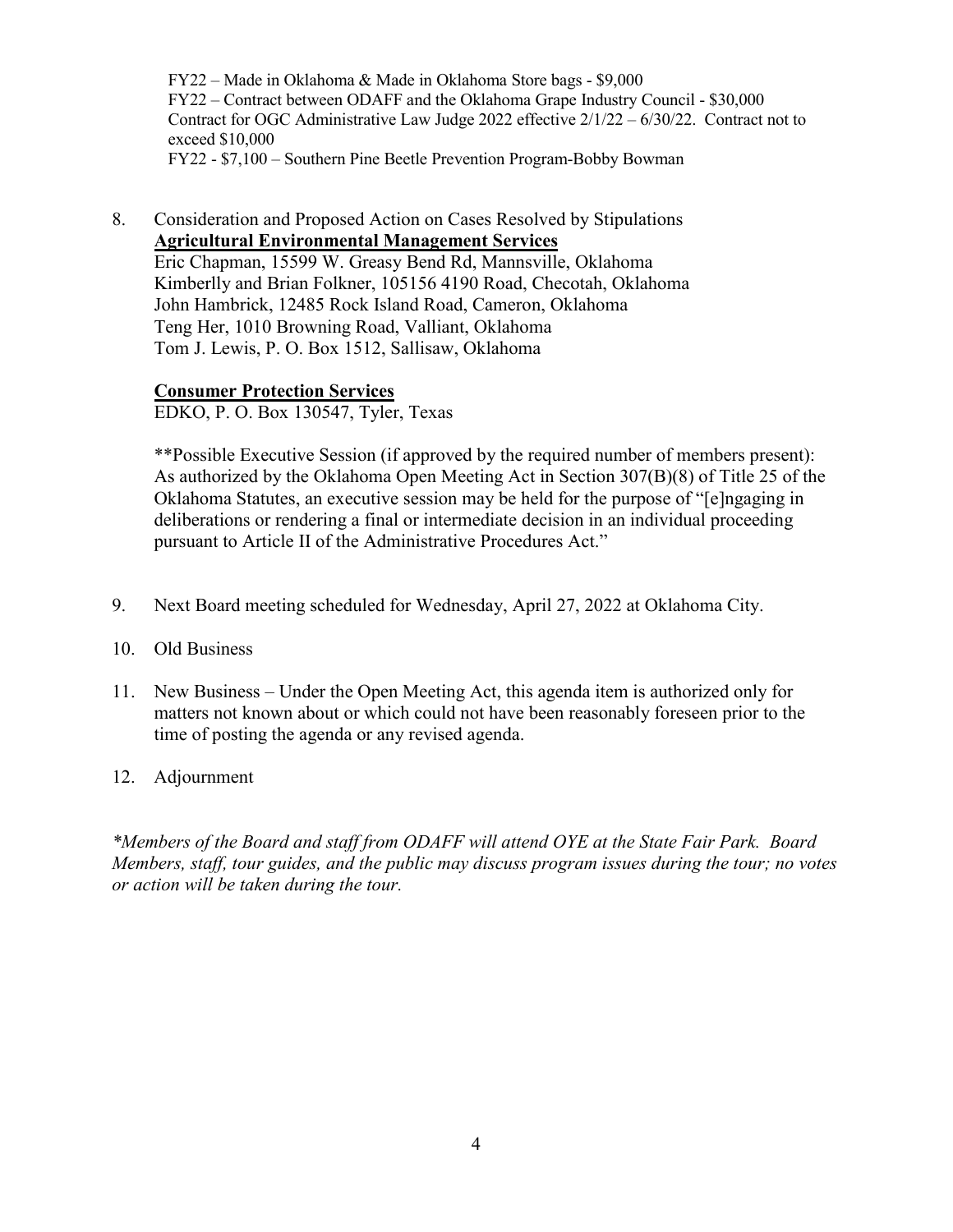FY22 – Made in Oklahoma & Made in Oklahoma Store bags - $9,000
FY22 – Contract between ODAFF and the Oklahoma Grape Industry Council - $30,000
Contract for OGC Administrative Law Judge 2022 effective 2/1/22 – 6/30/22. Contract not to exceed $10,000
FY22 - $7,100 – Southern Pine Beetle Prevention Program-Bobby Bowman

8. Consideration and Proposed Action on Cases Resolved by Stipulations

   **Agricultural Environmental Management Services**
   Eric Chapman, 15599 W. Greasy Bend Rd, Mannsville, Oklahoma
   Kimberlly and Brian Folkner, 105156 4190 Road, Checotah, Oklahoma
   John Hambrick, 12485 Rock Island Road, Cameron, Oklahoma
   Teng Her, 1010 Browning Road, Valliant, Oklahoma
   Tom J. Lewis, P. O. Box 1512, Sallisaw, Oklahoma

   **Consumer Protection Services**
   EDKO, P. O. Box 130547, Tyler, Texas

   **Possible Executive Session (if approved by the required number of members present): As authorized by the Oklahoma Open Meeting Act in Section 307(B)(8) of Title 25 of the Oklahoma Statutes, an executive session may be held for the purpose of "[e]ngaging in deliberations or rendering a final or intermediate decision in an individual proceeding pursuant to Article II of the Administrative Procedures Act."

9. Next Board meeting scheduled for Wednesday, April 27, 2022 at Oklahoma City.

10. Old Business

11. New Business – Under the Open Meeting Act, this agenda item is authorized only for matters not known about or which could not have been reasonably foreseen prior to the time of posting the agenda or any revised agenda.

12. Adjournment

*\*Members of the Board and staff from ODAFF will attend OYE at the State Fair Park. Board Members, staff, tour guides, and the public may discuss program issues during the tour; no votes or action will be taken during the tour.*